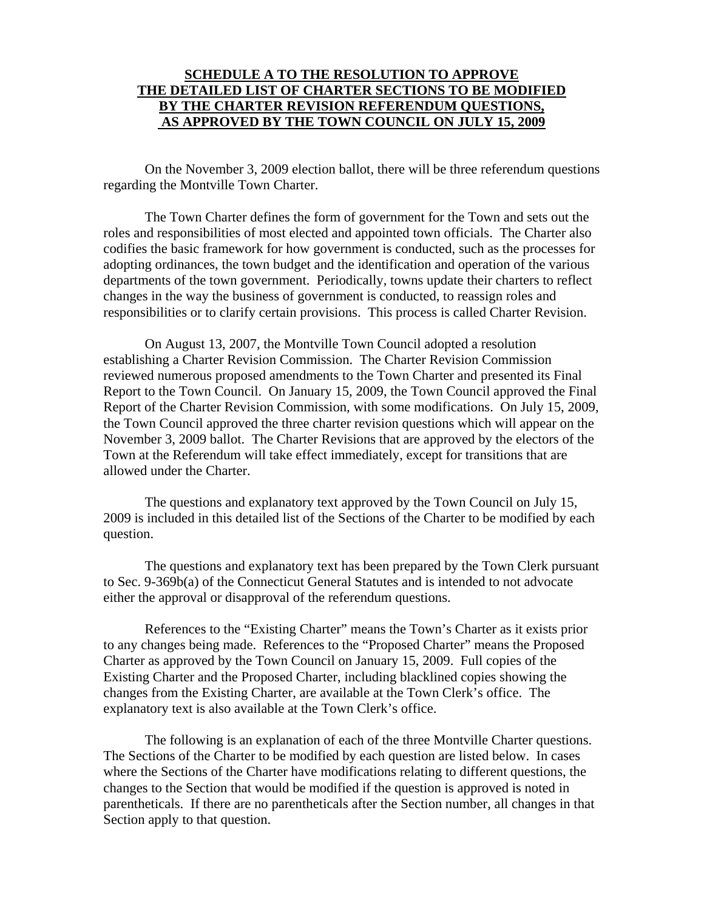# **SCHEDULE A TO THE RESOLUTION TO APPROVE THE DETAILED LIST OF CHARTER SECTIONS TO BE MODIFIED BY THE CHARTER REVISION REFERENDUM QUESTIONS, AS APPROVED BY THE TOWN COUNCIL ON JULY 15, 2009**

On the November 3, 2009 election ballot, there will be three referendum questions regarding the Montville Town Charter.

The Town Charter defines the form of government for the Town and sets out the roles and responsibilities of most elected and appointed town officials. The Charter also codifies the basic framework for how government is conducted, such as the processes for adopting ordinances, the town budget and the identification and operation of the various departments of the town government. Periodically, towns update their charters to reflect changes in the way the business of government is conducted, to reassign roles and responsibilities or to clarify certain provisions. This process is called Charter Revision.

On August 13, 2007, the Montville Town Council adopted a resolution establishing a Charter Revision Commission. The Charter Revision Commission reviewed numerous proposed amendments to the Town Charter and presented its Final Report to the Town Council. On January 15, 2009, the Town Council approved the Final Report of the Charter Revision Commission, with some modifications. On July 15, 2009, the Town Council approved the three charter revision questions which will appear on the November 3, 2009 ballot. The Charter Revisions that are approved by the electors of the Town at the Referendum will take effect immediately, except for transitions that are allowed under the Charter.

The questions and explanatory text approved by the Town Council on July 15, 2009 is included in this detailed list of the Sections of the Charter to be modified by each question.

The questions and explanatory text has been prepared by the Town Clerk pursuant to Sec. 9-369b(a) of the Connecticut General Statutes and is intended to not advocate either the approval or disapproval of the referendum questions.

References to the "Existing Charter" means the Town's Charter as it exists prior to any changes being made. References to the "Proposed Charter" means the Proposed Charter as approved by the Town Council on January 15, 2009. Full copies of the Existing Charter and the Proposed Charter, including blacklined copies showing the changes from the Existing Charter, are available at the Town Clerk's office. The explanatory text is also available at the Town Clerk's office.

The following is an explanation of each of the three Montville Charter questions. The Sections of the Charter to be modified by each question are listed below. In cases where the Sections of the Charter have modifications relating to different questions, the changes to the Section that would be modified if the question is approved is noted in parentheticals. If there are no parentheticals after the Section number, all changes in that Section apply to that question.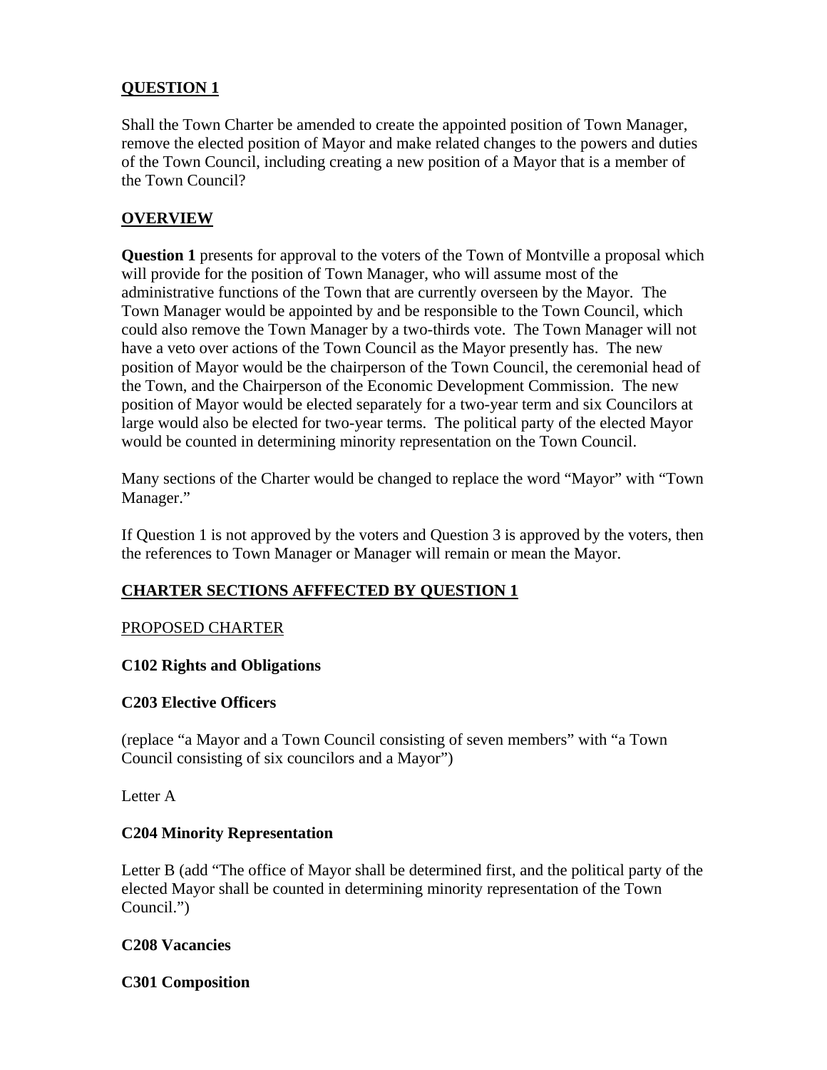**QUESTION 1**

Shall the Town Charter be amended to create the appointed position of Town Manager, remove the elected position of Mayor and make related changes to the powers and duties of the Town Council, including creating a new position of a Mayor that is a member of the Town Council?

**OVERVIEW**

**Question 1** presents for approval to the voters of the Town of Montville a proposal which will provide for the position of Town Manager, who will assume most of the administrative functions of the Town that are currently overseen by the Mayor. The Town Manager would be appointed by and be responsible to the Town Council, which could also remove the Town Manager by a two-thirds vote. The Town Manager will not have a veto over actions of the Town Council as the Mayor presently has. The new position of Mayor would be the chairperson of the Town Council, the ceremonial head of the Town, and the Chairperson of the Economic Development Commission. The new position of Mayor would be elected separately for a two-year term and six Councilors at large would also be elected for two-year terms. The political party of the elected Mayor would be counted in determining minority representation on the Town Council.

Many sections of the Charter would be changed to replace the word "Mayor" with "Town Manager."

If Question 1 is not approved by the voters and Question 3 is approved by the voters, then the references to Town Manager or Manager will remain or mean the Mayor.

**CHARTER SECTIONS AFFFECTED BY QUESTION 1**

PROPOSED CHARTER

**C102 Rights and Obligations**

**C203 Elective Officers**

(replace "a Mayor and a Town Council consisting of seven members" with "a Town Council consisting of six councilors and a Mayor")

Letter A

**C204 Minority Representation**

Letter B (add "The office of Mayor shall be determined first, and the political party of the elected Mayor shall be counted in determining minority representation of the Town Council.")

**C208 Vacancies**

**C301 Composition**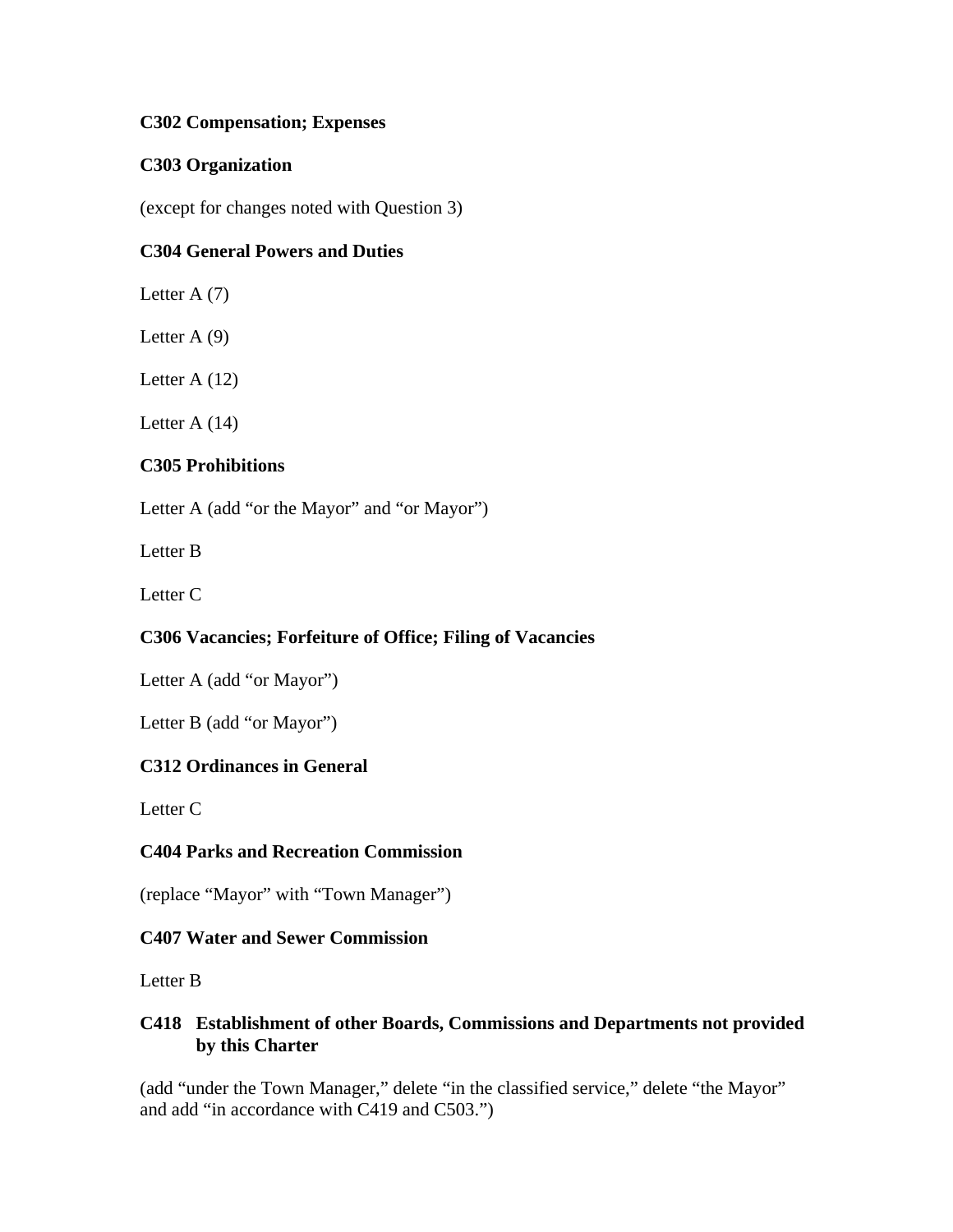**C302 Compensation; Expenses**

**C303 Organization**

(except for changes noted with Question 3)

**C304 General Powers and Duties**

Letter A (7)

Letter A (9)

Letter A (12)

Letter A (14)

**C305 Prohibitions**

Letter A (add "or the Mayor" and "or Mayor")

Letter B

Letter C

**C306 Vacancies; Forfeiture of Office; Filing of Vacancies**

Letter A (add "or Mayor")

Letter B (add "or Mayor")

**C312 Ordinances in General**

Letter C

**C404 Parks and Recreation Commission**

(replace "Mayor" with "Town Manager")

**C407 Water and Sewer Commission**

Letter B

**C418 Establishment of other Boards, Commissions and Departments not provided by this Charter**

(add "under the Town Manager," delete "in the classified service," delete "the Mayor" and add "in accordance with C419 and C503.")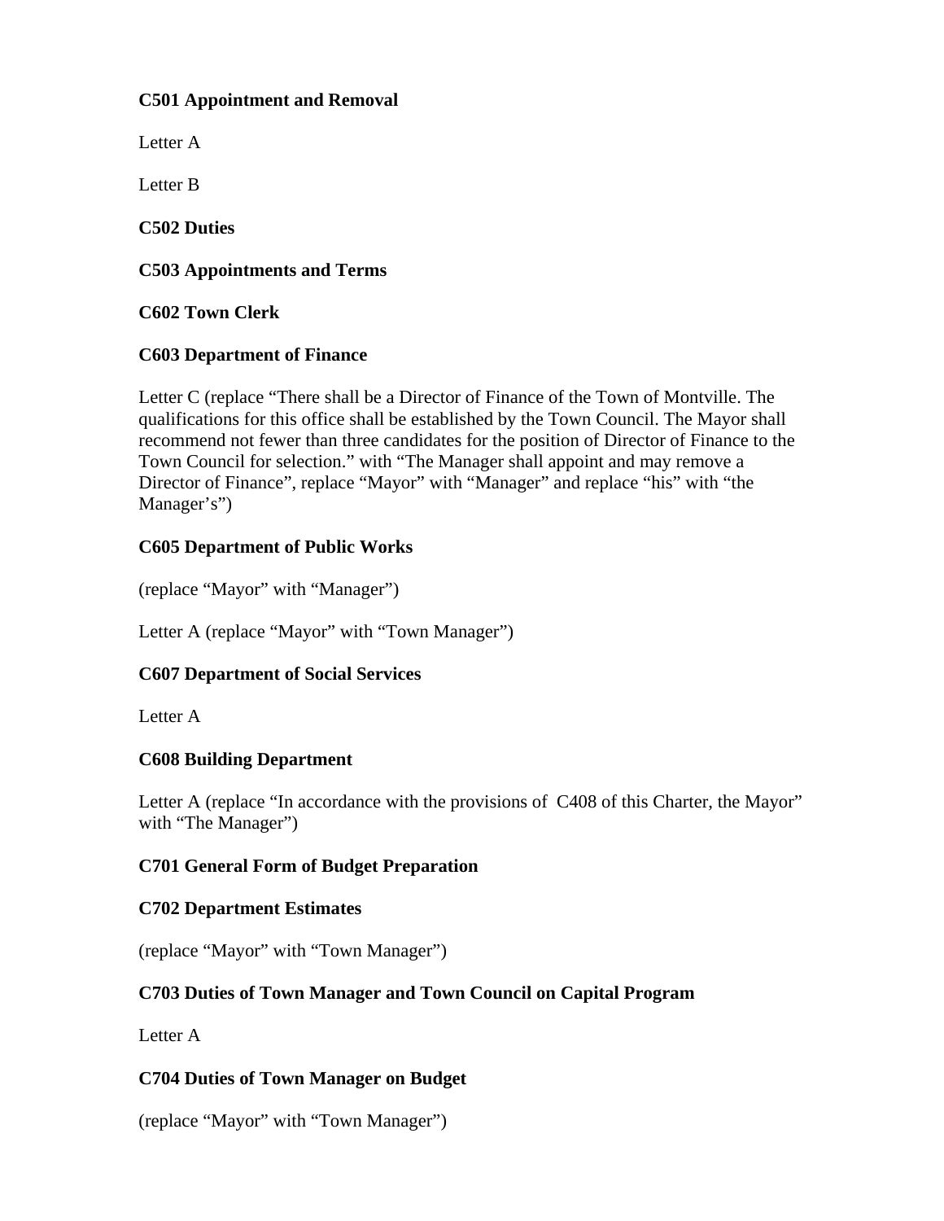**C501 Appointment and Removal**

Letter A

Letter B

**C502 Duties**

**C503 Appointments and Terms**

**C602 Town Clerk**

**C603 Department of Finance**

Letter C (replace “There shall be a Director of Finance of the Town of Montville. The qualifications for this office shall be established by the Town Council. The Mayor shall recommend not fewer than three candidates for the position of Director of Finance to the Town Council for selection.” with “The Manager shall appoint and may remove a Director of Finance”, replace “Mayor” with “Manager” and replace “his” with “the Manager’s”)

**C605 Department of Public Works**

(replace “Mayor” with “Manager”)

Letter A (replace “Mayor” with “Town Manager”)

**C607 Department of Social Services**

Letter A

**C608 Building Department**

Letter A (replace “In accordance with the provisions of C408 of this Charter, the Mayor” with “The Manager”)

**C701 General Form of Budget Preparation**

**C702 Department Estimates**

(replace “Mayor” with “Town Manager”)

**C703 Duties of Town Manager and Town Council on Capital Program**

Letter A

**C704 Duties of Town Manager on Budget**

(replace “Mayor” with “Town Manager”)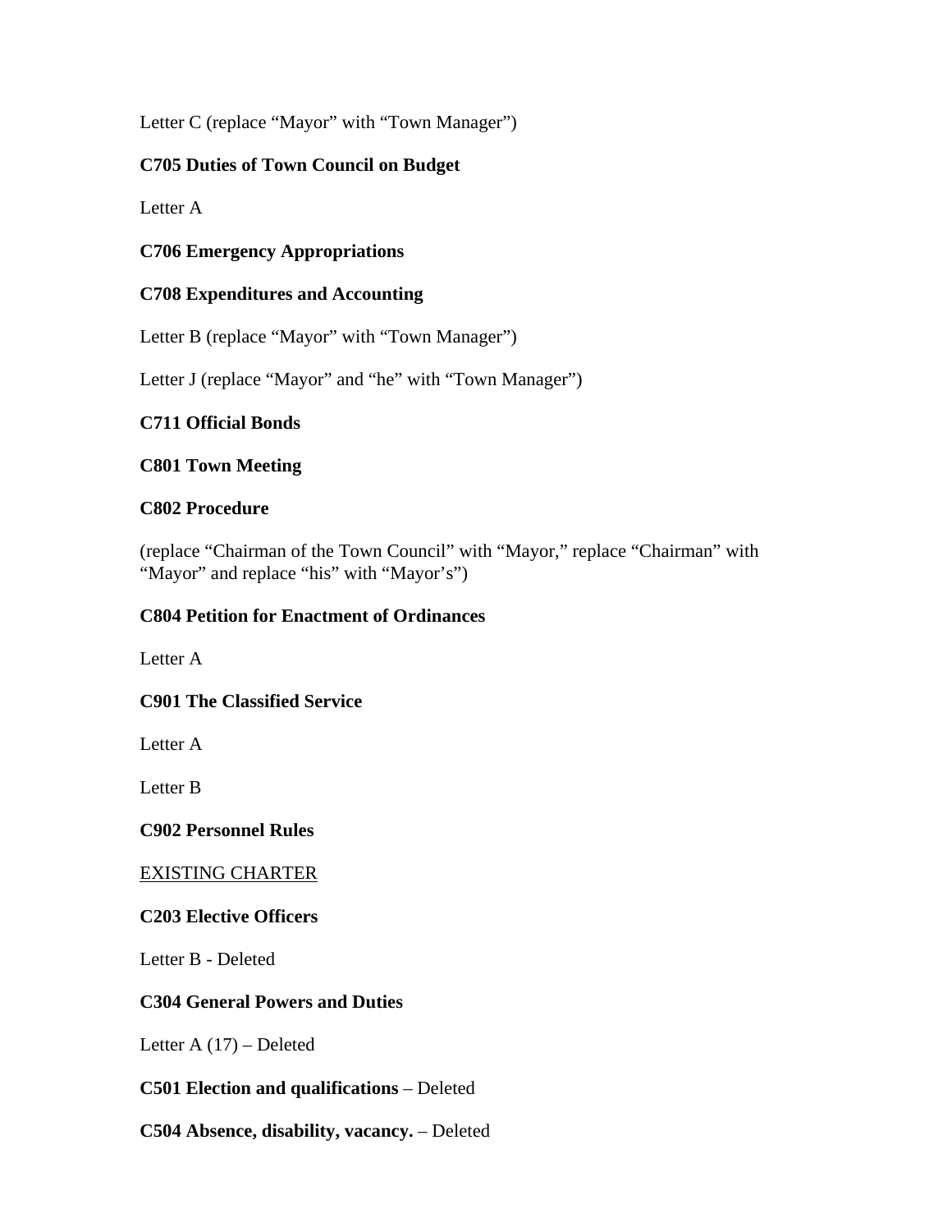Letter C (replace “Mayor” with “Town Manager”)

**C705 Duties of Town Council on Budget**

Letter A

**C706 Emergency Appropriations**

**C708 Expenditures and Accounting**

Letter B (replace “Mayor” with “Town Manager”)

Letter J (replace “Mayor” and “he” with “Town Manager”)

**C711 Official Bonds**

**C801 Town Meeting**

**C802 Procedure**

(replace “Chairman of the Town Council” with “Mayor,” replace “Chairman” with “Mayor” and replace “his” with “Mayor’s”)

**C804 Petition for Enactment of Ordinances**

Letter A

**C901 The Classified Service**

Letter A

Letter B

**C902 Personnel Rules**

<u>EXISTING CHARTER</u>

**C203 Elective Officers**

Letter B - Deleted

**C304 General Powers and Duties**

Letter A (17) – Deleted

**C501 Election and qualifications** – Deleted

**C504 Absence, disability, vacancy.** – Deleted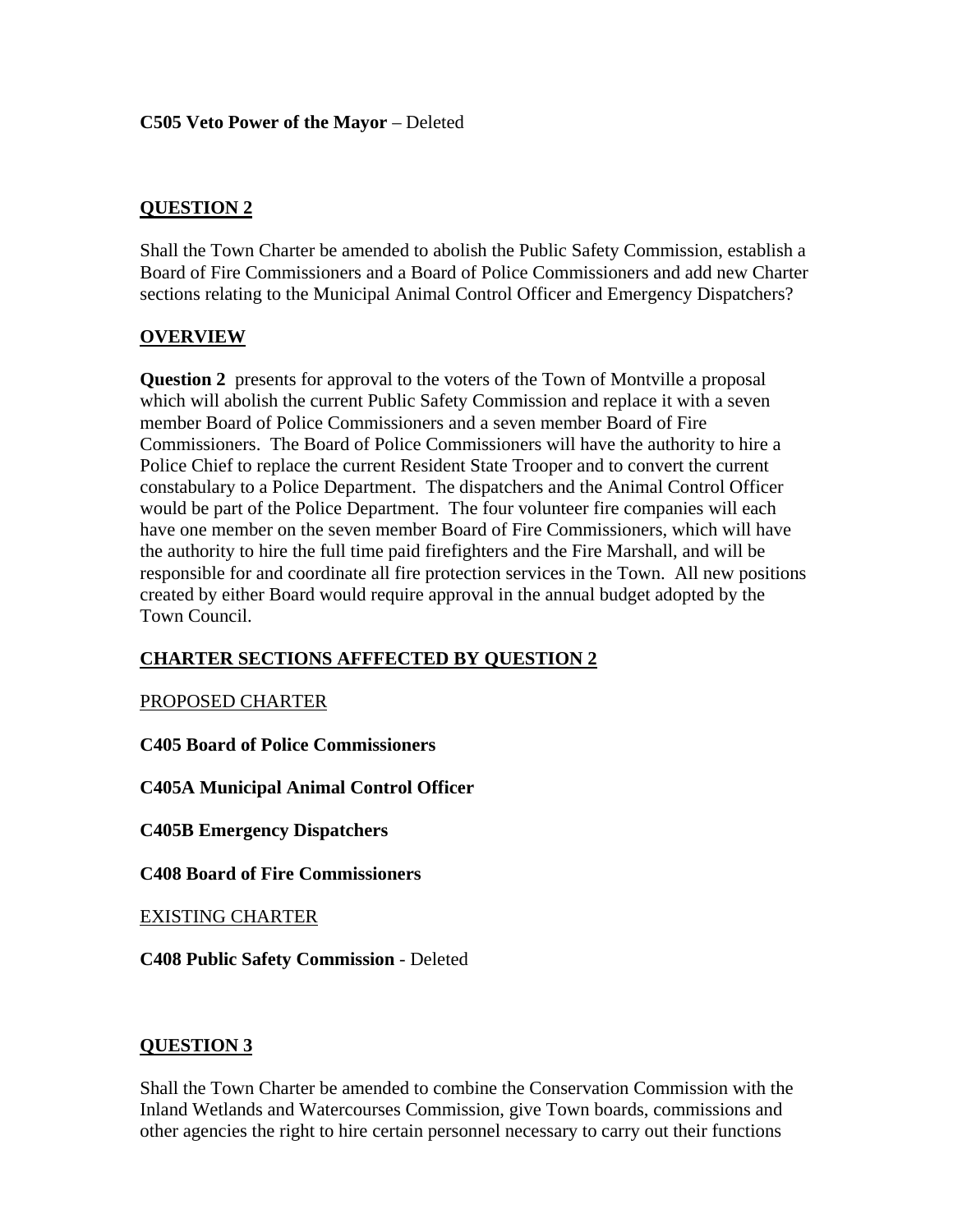**C505 Veto Power of the Mayor** – Deleted

## QUESTION 2

Shall the Town Charter be amended to abolish the Public Safety Commission, establish a Board of Fire Commissioners and a Board of Police Commissioners and add new Charter sections relating to the Municipal Animal Control Officer and Emergency Dispatchers?

## OVERVIEW

**Question 2** presents for approval to the voters of the Town of Montville a proposal which will abolish the current Public Safety Commission and replace it with a seven member Board of Police Commissioners and a seven member Board of Fire Commissioners. The Board of Police Commissioners will have the authority to hire a Police Chief to replace the current Resident State Trooper and to convert the current constabulary to a Police Department. The dispatchers and the Animal Control Officer would be part of the Police Department. The four volunteer fire companies will each have one member on the seven member Board of Fire Commissioners, which will have the authority to hire the full time paid firefighters and the Fire Marshall, and will be responsible for and coordinate all fire protection services in the Town. All new positions created by either Board would require approval in the annual budget adopted by the Town Council.

## CHARTER SECTIONS AFFFECTED BY QUESTION 2

PROPOSED CHARTER

**C405 Board of Police Commissioners**

**C405A Municipal Animal Control Officer**

**C405B Emergency Dispatchers**

**C408 Board of Fire Commissioners**

EXISTING CHARTER

**C408 Public Safety Commission** - Deleted

## QUESTION 3

Shall the Town Charter be amended to combine the Conservation Commission with the Inland Wetlands and Watercourses Commission, give Town boards, commissions and other agencies the right to hire certain personnel necessary to carry out their functions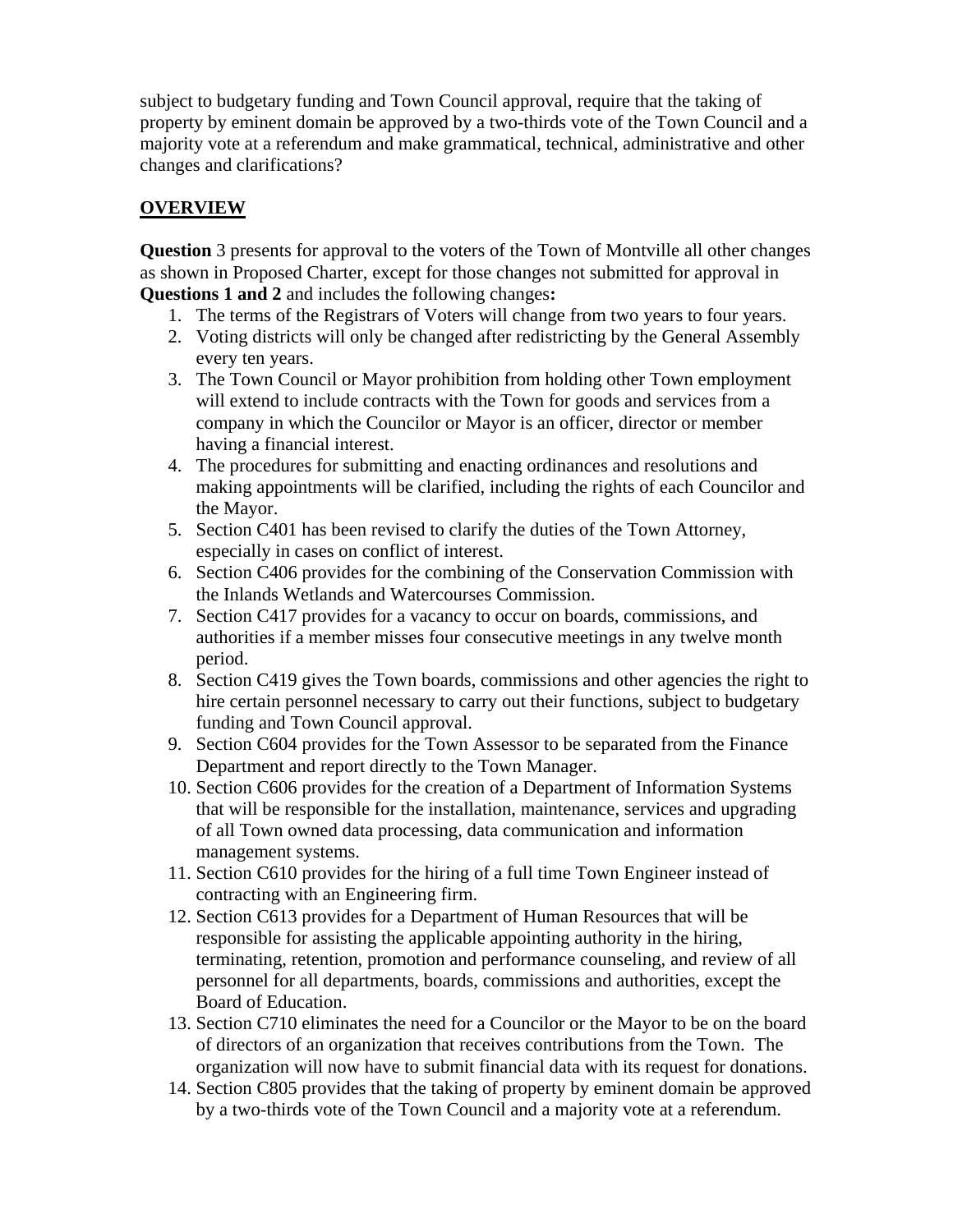subject to budgetary funding and Town Council approval, require that the taking of property by eminent domain be approved by a two-thirds vote of the Town Council and a majority vote at a referendum and make grammatical, technical, administrative and other changes and clarifications?

## OVERVIEW

**Question** 3 presents for approval to the voters of the Town of Montville all other changes as shown in Proposed Charter, except for those changes not submitted for approval in **Questions 1 and 2** and includes the following changes**:**

1. The terms of the Registrars of Voters will change from two years to four years.
2. Voting districts will only be changed after redistricting by the General Assembly every ten years.
3. The Town Council or Mayor prohibition from holding other Town employment will extend to include contracts with the Town for goods and services from a company in which the Councilor or Mayor is an officer, director or member having a financial interest.
4. The procedures for submitting and enacting ordinances and resolutions and making appointments will be clarified, including the rights of each Councilor and the Mayor.
5. Section C401 has been revised to clarify the duties of the Town Attorney, especially in cases on conflict of interest.
6. Section C406 provides for the combining of the Conservation Commission with the Inlands Wetlands and Watercourses Commission.
7. Section C417 provides for a vacancy to occur on boards, commissions, and authorities if a member misses four consecutive meetings in any twelve month period.
8. Section C419 gives the Town boards, commissions and other agencies the right to hire certain personnel necessary to carry out their functions, subject to budgetary funding and Town Council approval.
9. Section C604 provides for the Town Assessor to be separated from the Finance Department and report directly to the Town Manager.
10. Section C606 provides for the creation of a Department of Information Systems that will be responsible for the installation, maintenance, services and upgrading of all Town owned data processing, data communication and information management systems.
11. Section C610 provides for the hiring of a full time Town Engineer instead of contracting with an Engineering firm.
12. Section C613 provides for a Department of Human Resources that will be responsible for assisting the applicable appointing authority in the hiring, terminating, retention, promotion and performance counseling, and review of all personnel for all departments, boards, commissions and authorities, except the Board of Education.
13. Section C710 eliminates the need for a Councilor or the Mayor to be on the board of directors of an organization that receives contributions from the Town. The organization will now have to submit financial data with its request for donations.
14. Section C805 provides that the taking of property by eminent domain be approved by a two-thirds vote of the Town Council and a majority vote at a referendum.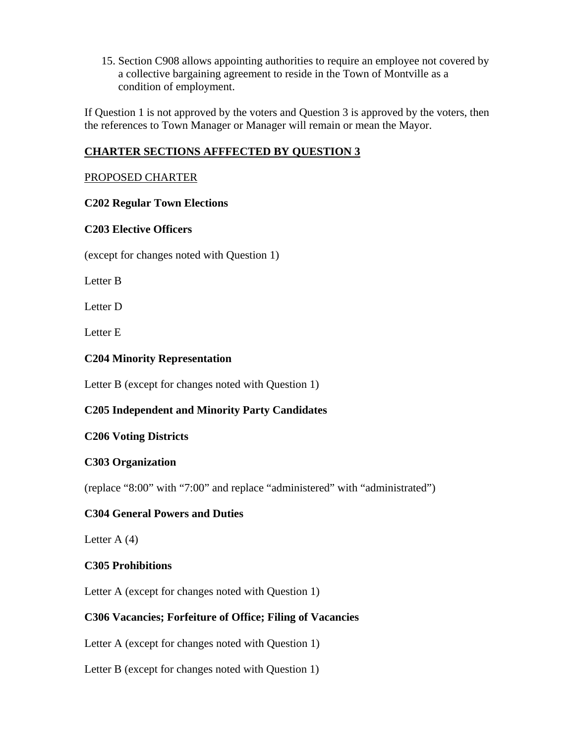15. Section C908 allows appointing authorities to require an employee not covered by a collective bargaining agreement to reside in the Town of Montville as a condition of employment.

If Question 1 is not approved by the voters and Question 3 is approved by the voters, then the references to Town Manager or Manager will remain or mean the Mayor.

**<u>CHARTER SECTIONS AFFFECTED BY QUESTION 3</u>**

<u>PROPOSED CHARTER</u>

**C202 Regular Town Elections**

**C203 Elective Officers**

(except for changes noted with Question 1)

Letter B

Letter D

Letter E

**C204 Minority Representation**

Letter B (except for changes noted with Question 1)

**C205 Independent and Minority Party Candidates**

**C206 Voting Districts**

**C303 Organization**

(replace "8:00" with "7:00" and replace "administered" with "administrated")

**C304 General Powers and Duties**

Letter A (4)

**C305 Prohibitions**

Letter A (except for changes noted with Question 1)

**C306 Vacancies; Forfeiture of Office; Filing of Vacancies**

Letter A (except for changes noted with Question 1)

Letter B (except for changes noted with Question 1)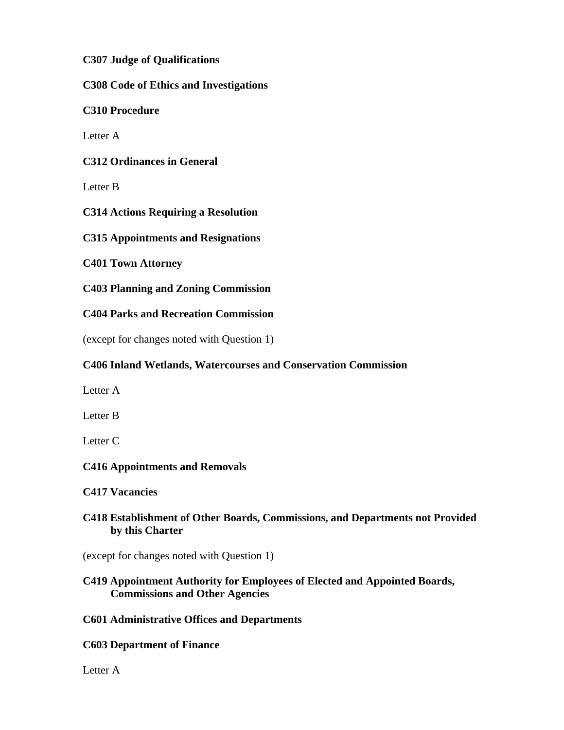**C307 Judge of Qualifications**

**C308 Code of Ethics and Investigations**

**C310 Procedure**

Letter A

**C312 Ordinances in General**

Letter B

**C314 Actions Requiring a Resolution**

**C315 Appointments and Resignations**

**C401 Town Attorney**

**C403 Planning and Zoning Commission**

**C404 Parks and Recreation Commission**

(except for changes noted with Question 1)

**C406 Inland Wetlands, Watercourses and Conservation Commission**

Letter A

Letter B

Letter C

**C416 Appointments and Removals**

**C417 Vacancies**

**C418 Establishment of Other Boards, Commissions, and Departments not Provided by this Charter**

(except for changes noted with Question 1)

**C419 Appointment Authority for Employees of Elected and Appointed Boards, Commissions and Other Agencies**

**C601 Administrative Offices and Departments**

**C603 Department of Finance**

Letter A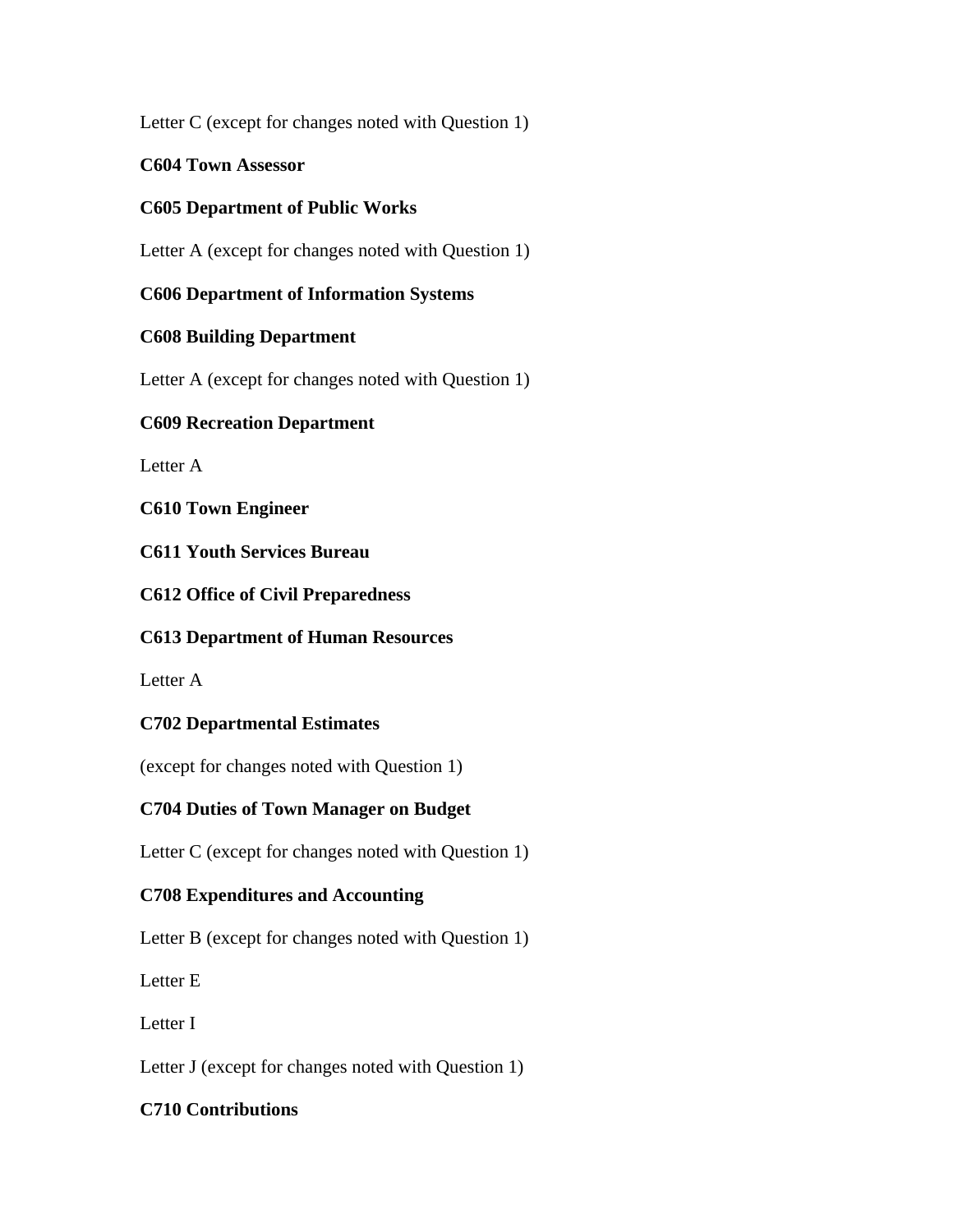Letter C (except for changes noted with Question 1)

**C604 Town Assessor**

**C605 Department of Public Works**

Letter A (except for changes noted with Question 1)

**C606 Department of Information Systems**

**C608 Building Department**

Letter A (except for changes noted with Question 1)

**C609 Recreation Department**

Letter A

**C610 Town Engineer**

**C611 Youth Services Bureau**

**C612 Office of Civil Preparedness**

**C613 Department of Human Resources**

Letter A

**C702 Departmental Estimates**

(except for changes noted with Question 1)

**C704 Duties of Town Manager on Budget**

Letter C (except for changes noted with Question 1)

**C708 Expenditures and Accounting**

Letter B (except for changes noted with Question 1)

Letter E

Letter I

Letter J (except for changes noted with Question 1)

**C710 Contributions**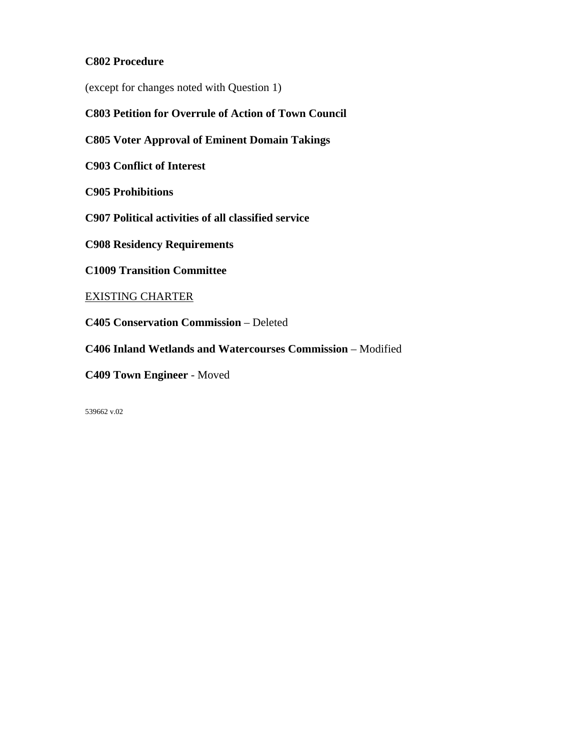**C802 Procedure**

(except for changes noted with Question 1)

**C803 Petition for Overrule of Action of Town Council**

**C805 Voter Approval of Eminent Domain Takings**

**C903 Conflict of Interest**

**C905 Prohibitions**

**C907 Political activities of all classified service**

**C908 Residency Requirements**

**C1009 Transition Committee**

EXISTING CHARTER

**C405 Conservation Commission** – Deleted

**C406 Inland Wetlands and Watercourses Commission** – Modified

**C409 Town Engineer** - Moved

539662 v.02